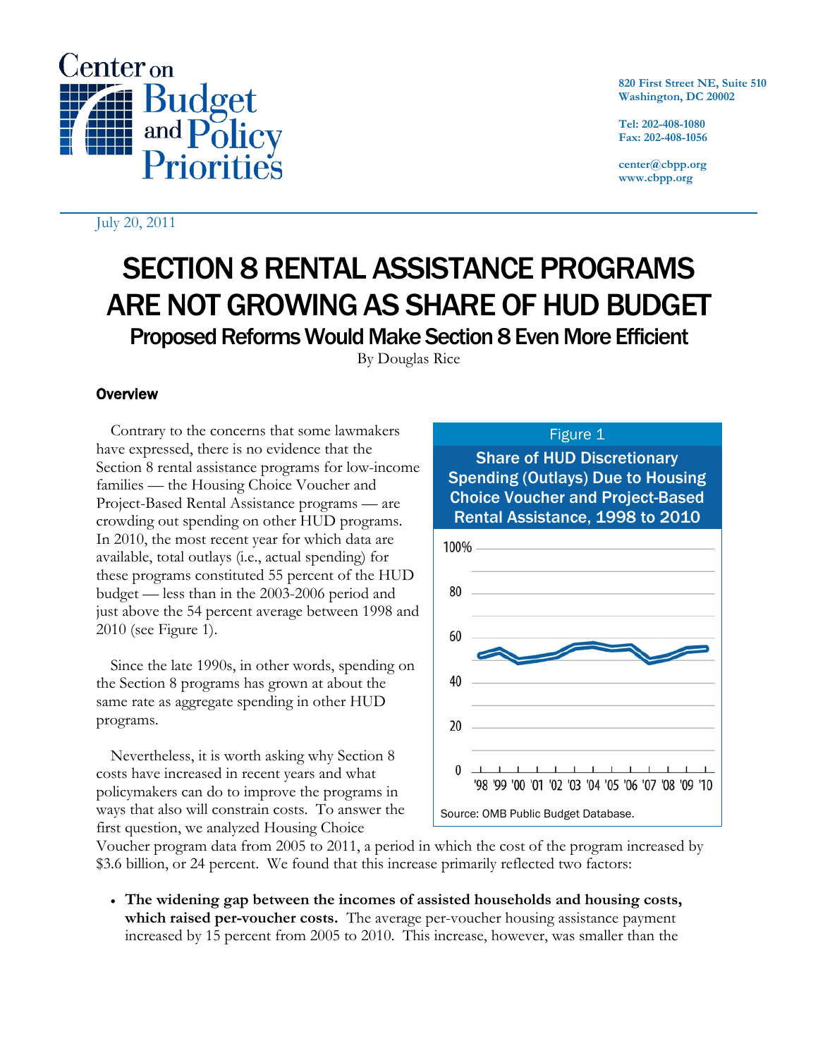Center on Budget and Policy Priorities

820 First Street NE, Suite 510
Washington, DC 20002

Tel: 202-408-1080
Fax: 202-408-1056

center@cbpp.org
www.cbpp.org

July 20, 2011

# SECTION 8 RENTAL ASSISTANCE PROGRAMS ARE NOT GROWING AS SHARE OF HUD BUDGET

## Proposed Reforms Would Make Section 8 Even More Efficient

By Douglas Rice

### Overview

Contrary to the concerns that some lawmakers have expressed, there is no evidence that the Section 8 rental assistance programs for low-income families — the Housing Choice Voucher and Project-Based Rental Assistance programs — are crowding out spending on other HUD programs. In 2010, the most recent year for which data are available, total outlays (i.e., actual spending) for these programs constituted 55 percent of the HUD budget — less than in the 2003-2006 period and just above the 54 percent average between 1998 and 2010 (see Figure 1).

Figure 1

Share of HUD Discretionary Spending (Outlays) Due to Housing Choice Voucher and Project-Based Rental Assistance, 1998 to 2010

Source: OMB Public Budget Database.

Since the late 1990s, in other words, spending on the Section 8 programs has grown at about the same rate as aggregate spending in other HUD programs.

Nevertheless, it is worth asking why Section 8 costs have increased in recent years and what policymakers can do to improve the programs in ways that also will constrain costs. To answer the first question, we analyzed Housing Choice Voucher program data from 2005 to 2011, a period in which the cost of the program increased by $3.6 billion, or 24 percent. We found that this increase primarily reflected two factors:

- **The widening gap between the incomes of assisted households and housing costs, which raised per-voucher costs.** The average per-voucher housing assistance payment increased by 15 percent from 2005 to 2010. This increase, however, was smaller than the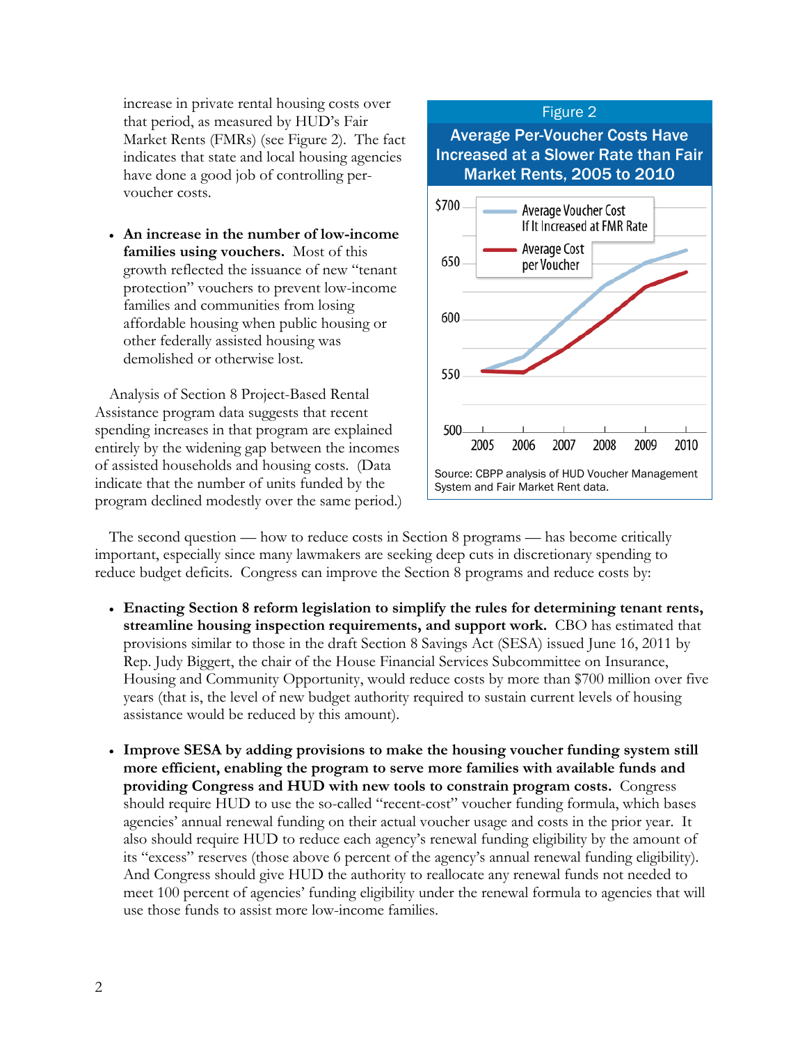increase in private rental housing costs over that period, as measured by HUD's Fair Market Rents (FMRs) (see Figure 2). The fact indicates that state and local housing agencies have done a good job of controlling per-voucher costs.

- **An increase in the number of low-income families using vouchers.** Most of this growth reflected the issuance of new "tenant protection" vouchers to prevent low-income families and communities from losing affordable housing when public housing or other federally assisted housing was demolished or otherwise lost.

Analysis of Section 8 Project-Based Rental Assistance program data suggests that recent spending increases in that program are explained entirely by the widening gap between the incomes of assisted households and housing costs. (Data indicate that the number of units funded by the program declined modestly over the same period.)

**Figure 2**

**Average Per-Voucher Costs Have Increased at a Slower Rate than Fair Market Rents, 2005 to 2010**

Source: CBPP analysis of HUD Voucher Management System and Fair Market Rent data.

The second question — how to reduce costs in Section 8 programs — has become critically important, especially since many lawmakers are seeking deep cuts in discretionary spending to reduce budget deficits. Congress can improve the Section 8 programs and reduce costs by:

- **Enacting Section 8 reform legislation to simplify the rules for determining tenant rents, streamline housing inspection requirements, and support work.** CBO has estimated that provisions similar to those in the draft Section 8 Savings Act (SESA) issued June 16, 2011 by Rep. Judy Biggert, the chair of the House Financial Services Subcommittee on Insurance, Housing and Community Opportunity, would reduce costs by more than $700 million over five years (that is, the level of new budget authority required to sustain current levels of housing assistance would be reduced by this amount).

- **Improve SESA by adding provisions to make the housing voucher funding system still more efficient, enabling the program to serve more families with available funds and providing Congress and HUD with new tools to constrain program costs.** Congress should require HUD to use the so-called "recent-cost" voucher funding formula, which bases agencies' annual renewal funding on their actual voucher usage and costs in the prior year. It also should require HUD to reduce each agency's renewal funding eligibility by the amount of its "excess" reserves (those above 6 percent of the agency's annual renewal funding eligibility). And Congress should give HUD the authority to reallocate any renewal funds not needed to meet 100 percent of agencies' funding eligibility under the renewal formula to agencies that will use those funds to assist more low-income families.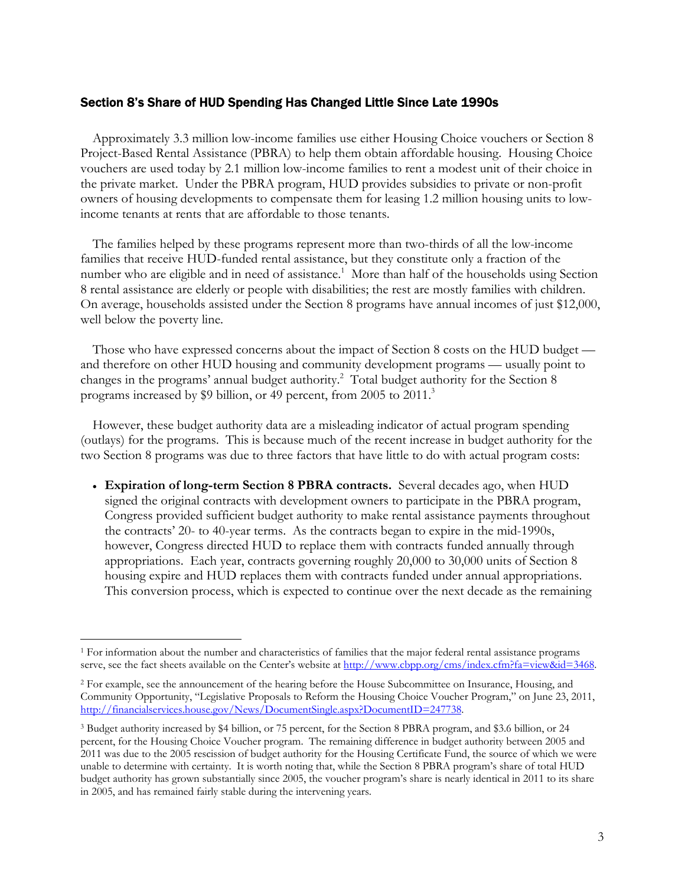## Section 8's Share of HUD Spending Has Changed Little Since Late 1990s

Approximately 3.3 million low-income families use either Housing Choice vouchers or Section 8 Project-Based Rental Assistance (PBRA) to help them obtain affordable housing. Housing Choice vouchers are used today by 2.1 million low-income families to rent a modest unit of their choice in the private market. Under the PBRA program, HUD provides subsidies to private or non-profit owners of housing developments to compensate them for leasing 1.2 million housing units to low-income tenants at rents that are affordable to those tenants.

The families helped by these programs represent more than two-thirds of all the low-income families that receive HUD-funded rental assistance, but they constitute only a fraction of the number who are eligible and in need of assistance.[1] More than half of the households using Section 8 rental assistance are elderly or people with disabilities; the rest are mostly families with children. On average, households assisted under the Section 8 programs have annual incomes of just $12,000, well below the poverty line.

Those who have expressed concerns about the impact of Section 8 costs on the HUD budget — and therefore on other HUD housing and community development programs — usually point to changes in the programs' annual budget authority.[2] Total budget authority for the Section 8 programs increased by $9 billion, or 49 percent, from 2005 to 2011.[3]

However, these budget authority data are a misleading indicator of actual program spending (outlays) for the programs. This is because much of the recent increase in budget authority for the two Section 8 programs was due to three factors that have little to do with actual program costs:

- **Expiration of long-term Section 8 PBRA contracts.** Several decades ago, when HUD signed the original contracts with development owners to participate in the PBRA program, Congress provided sufficient budget authority to make rental assistance payments throughout the contracts' 20- to 40-year terms. As the contracts began to expire in the mid-1990s, however, Congress directed HUD to replace them with contracts funded annually through appropriations. Each year, contracts governing roughly 20,000 to 30,000 units of Section 8 housing expire and HUD replaces them with contracts funded under annual appropriations. This conversion process, which is expected to continue over the next decade as the remaining

---

[1] For information about the number and characteristics of families that the major federal rental assistance programs serve, see the fact sheets available on the Center's website at http://www.cbpp.org/cms/index.cfm?fa=view&id=3468.

[2] For example, see the announcement of the hearing before the House Subcommittee on Insurance, Housing, and Community Opportunity, "Legislative Proposals to Reform the Housing Choice Voucher Program," on June 23, 2011, http://financialservices.house.gov/News/DocumentSingle.aspx?DocumentID=247738.

[3] Budget authority increased by $4 billion, or 75 percent, for the Section 8 PBRA program, and $3.6 billion, or 24 percent, for the Housing Choice Voucher program. The remaining difference in budget authority between 2005 and 2011 was due to the 2005 rescission of budget authority for the Housing Certificate Fund, the source of which we were unable to determine with certainty. It is worth noting that, while the Section 8 PBRA program's share of total HUD budget authority has grown substantially since 2005, the voucher program's share is nearly identical in 2011 to its share in 2005, and has remained fairly stable during the intervening years.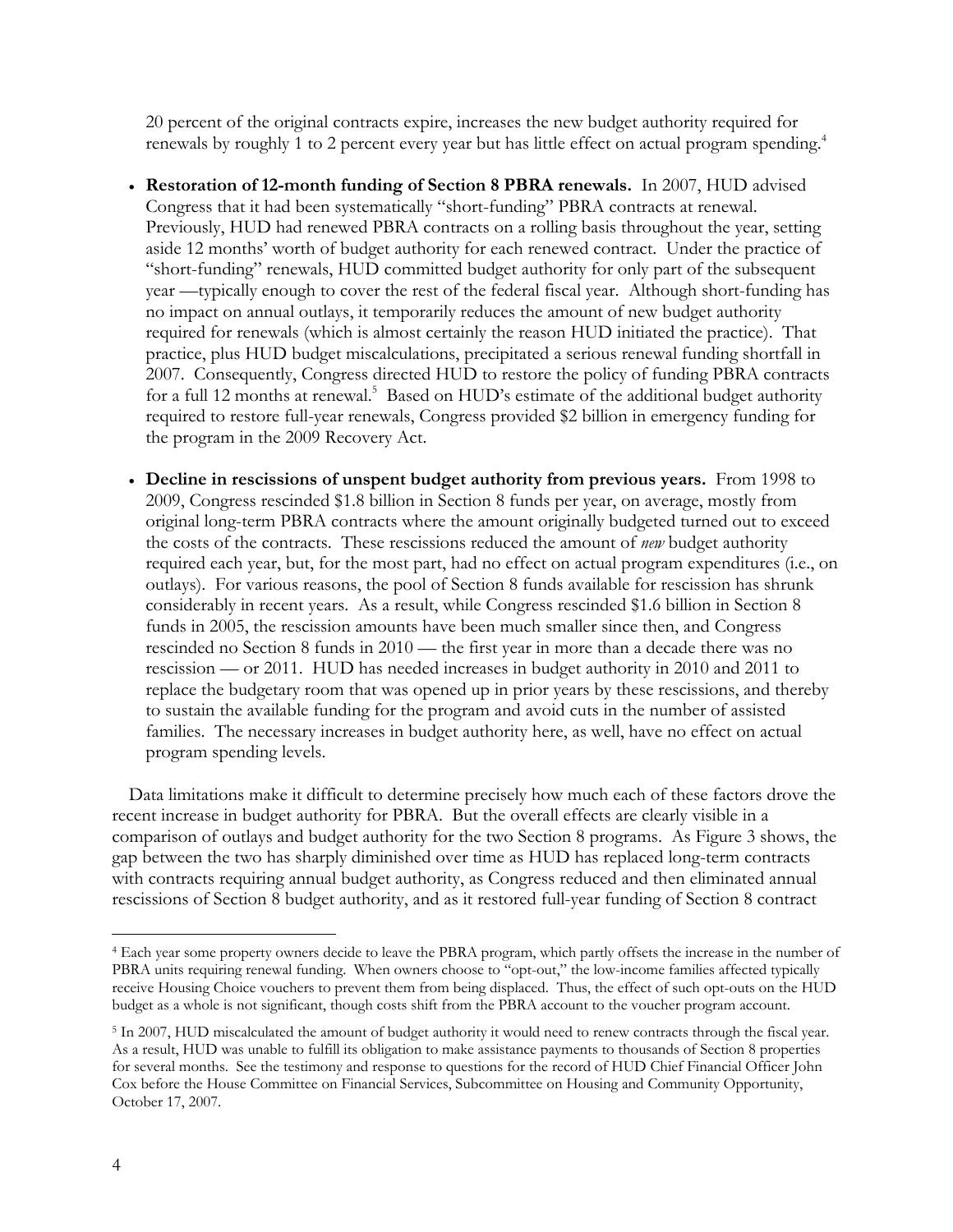20 percent of the original contracts expire, increases the new budget authority required for renewals by roughly 1 to 2 percent every year but has little effect on actual program spending.[4]

- **Restoration of 12-month funding of Section 8 PBRA renewals.** In 2007, HUD advised Congress that it had been systematically "short-funding" PBRA contracts at renewal. Previously, HUD had renewed PBRA contracts on a rolling basis throughout the year, setting aside 12 months' worth of budget authority for each renewed contract. Under the practice of "short-funding" renewals, HUD committed budget authority for only part of the subsequent year —typically enough to cover the rest of the federal fiscal year. Although short-funding has no impact on annual outlays, it temporarily reduces the amount of new budget authority required for renewals (which is almost certainly the reason HUD initiated the practice). That practice, plus HUD budget miscalculations, precipitated a serious renewal funding shortfall in 2007. Consequently, Congress directed HUD to restore the policy of funding PBRA contracts for a full 12 months at renewal.[5] Based on HUD's estimate of the additional budget authority required to restore full-year renewals, Congress provided $2 billion in emergency funding for the program in the 2009 Recovery Act.

- **Decline in rescissions of unspent budget authority from previous years.** From 1998 to 2009, Congress rescinded $1.8 billion in Section 8 funds per year, on average, mostly from original long-term PBRA contracts where the amount originally budgeted turned out to exceed the costs of the contracts. These rescissions reduced the amount of *new* budget authority required each year, but, for the most part, had no effect on actual program expenditures (i.e., on outlays). For various reasons, the pool of Section 8 funds available for rescission has shrunk considerably in recent years. As a result, while Congress rescinded $1.6 billion in Section 8 funds in 2005, the rescission amounts have been much smaller since then, and Congress rescinded no Section 8 funds in 2010 — the first year in more than a decade there was no rescission — or 2011. HUD has needed increases in budget authority in 2010 and 2011 to replace the budgetary room that was opened up in prior years by these rescissions, and thereby to sustain the available funding for the program and avoid cuts in the number of assisted families. The necessary increases in budget authority here, as well, have no effect on actual program spending levels.

Data limitations make it difficult to determine precisely how much each of these factors drove the recent increase in budget authority for PBRA. But the overall effects are clearly visible in a comparison of outlays and budget authority for the two Section 8 programs. As Figure 3 shows, the gap between the two has sharply diminished over time as HUD has replaced long-term contracts with contracts requiring annual budget authority, as Congress reduced and then eliminated annual rescissions of Section 8 budget authority, and as it restored full-year funding of Section 8 contract

---

[4] Each year some property owners decide to leave the PBRA program, which partly offsets the increase in the number of PBRA units requiring renewal funding. When owners choose to "opt-out," the low-income families affected typically receive Housing Choice vouchers to prevent them from being displaced. Thus, the effect of such opt-outs on the HUD budget as a whole is not significant, though costs shift from the PBRA account to the voucher program account.

[5] In 2007, HUD miscalculated the amount of budget authority it would need to renew contracts through the fiscal year. As a result, HUD was unable to fulfill its obligation to make assistance payments to thousands of Section 8 properties for several months. See the testimony and response to questions for the record of HUD Chief Financial Officer John Cox before the House Committee on Financial Services, Subcommittee on Housing and Community Opportunity, October 17, 2007.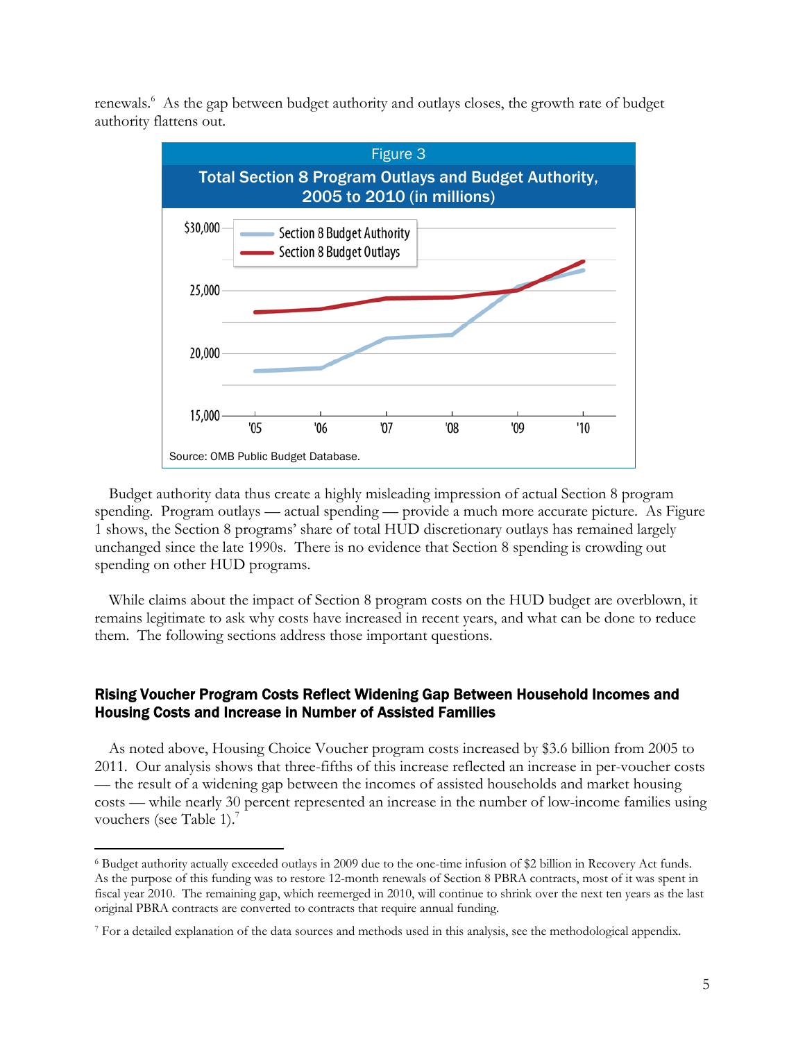renewals.[6] As the gap between budget authority and outlays closes, the growth rate of budget authority flattens out.

Figure 3

Total Section 8 Program Outlays and Budget Authority, 2005 to 2010 (in millions)

Source: OMB Public Budget Database.

Budget authority data thus create a highly misleading impression of actual Section 8 program spending. Program outlays — actual spending — provide a much more accurate picture. As Figure 1 shows, the Section 8 programs' share of total HUD discretionary outlays has remained largely unchanged since the late 1990s. There is no evidence that Section 8 spending is crowding out spending on other HUD programs.

While claims about the impact of Section 8 program costs on the HUD budget are overblown, it remains legitimate to ask why costs have increased in recent years, and what can be done to reduce them. The following sections address those important questions.

## Rising Voucher Program Costs Reflect Widening Gap Between Household Incomes and Housing Costs and Increase in Number of Assisted Families

As noted above, Housing Choice Voucher program costs increased by $3.6 billion from 2005 to 2011. Our analysis shows that three-fifths of this increase reflected an increase in per-voucher costs — the result of a widening gap between the incomes of assisted households and market housing costs — while nearly 30 percent represented an increase in the number of low-income families using vouchers (see Table 1).[7]

---

[6] Budget authority actually exceeded outlays in 2009 due to the one-time infusion of $2 billion in Recovery Act funds. As the purpose of this funding was to restore 12-month renewals of Section 8 PBRA contracts, most of it was spent in fiscal year 2010. The remaining gap, which reemerged in 2010, will continue to shrink over the next ten years as the last original PBRA contracts are converted to contracts that require annual funding.

[7] For a detailed explanation of the data sources and methods used in this analysis, see the methodological appendix.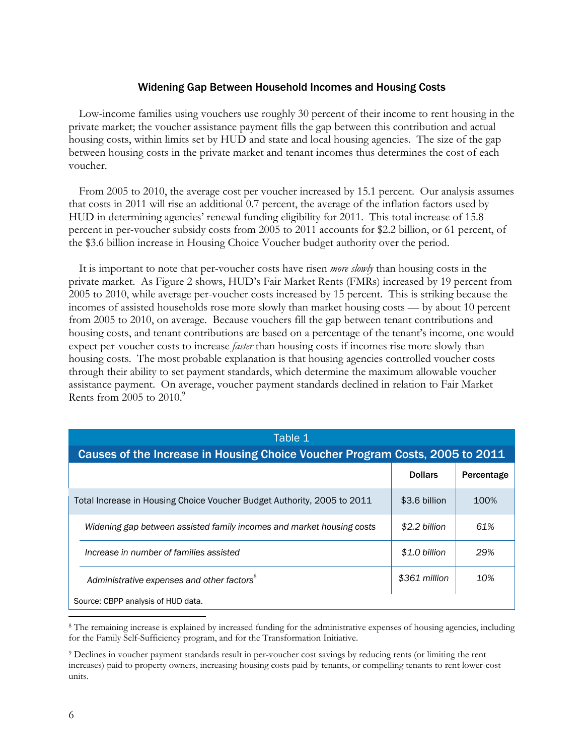### Widening Gap Between Household Incomes and Housing Costs

Low-income families using vouchers use roughly 30 percent of their income to rent housing in the private market; the voucher assistance payment fills the gap between this contribution and actual housing costs, within limits set by HUD and state and local housing agencies. The size of the gap between housing costs in the private market and tenant incomes thus determines the cost of each voucher.

From 2005 to 2010, the average cost per voucher increased by 15.1 percent. Our analysis assumes that costs in 2011 will rise an additional 0.7 percent, the average of the inflation factors used by HUD in determining agencies' renewal funding eligibility for 2011. This total increase of 15.8 percent in per-voucher subsidy costs from 2005 to 2011 accounts for $2.2 billion, or 61 percent, of the $3.6 billion increase in Housing Choice Voucher budget authority over the period.

It is important to note that per-voucher costs have risen *more slowly* than housing costs in the private market. As Figure 2 shows, HUD's Fair Market Rents (FMRs) increased by 19 percent from 2005 to 2010, while average per-voucher costs increased by 15 percent. This is striking because the incomes of assisted households rose more slowly than market housing costs — by about 10 percent from 2005 to 2010, on average. Because vouchers fill the gap between tenant contributions and housing costs, and tenant contributions are based on a percentage of the tenant's income, one would expect per-voucher costs to increase *faster* than housing costs if incomes rise more slowly than housing costs. The most probable explanation is that housing agencies controlled voucher costs through their ability to set payment standards, which determine the maximum allowable voucher assistance payment. On average, voucher payment standards declined in relation to Fair Market Rents from 2005 to 2010.[9]

**Table 1**

**Causes of the Increase in Housing Choice Voucher Program Costs, 2005 to 2011**

| | Dollars | Percentage |
|---|---|---|
| Total Increase in Housing Choice Voucher Budget Authority, 2005 to 2011 | $3.6 billion | 100% |
| *Widening gap between assisted family incomes and market housing costs* | *$2.2 billion* | *61%* |
| *Increase in number of families assisted* | *$1.0 billion* | *29%* |
| *Administrative expenses and other factors*[8] | *$361 million* | *10%* |

Source: CBPP analysis of HUD data.

[8] The remaining increase is explained by increased funding for the administrative expenses of housing agencies, including for the Family Self-Sufficiency program, and for the Transformation Initiative.

[9] Declines in voucher payment standards result in per-voucher cost savings by reducing rents (or limiting the rent increases) paid to property owners, increasing housing costs paid by tenants, or compelling tenants to rent lower-cost units.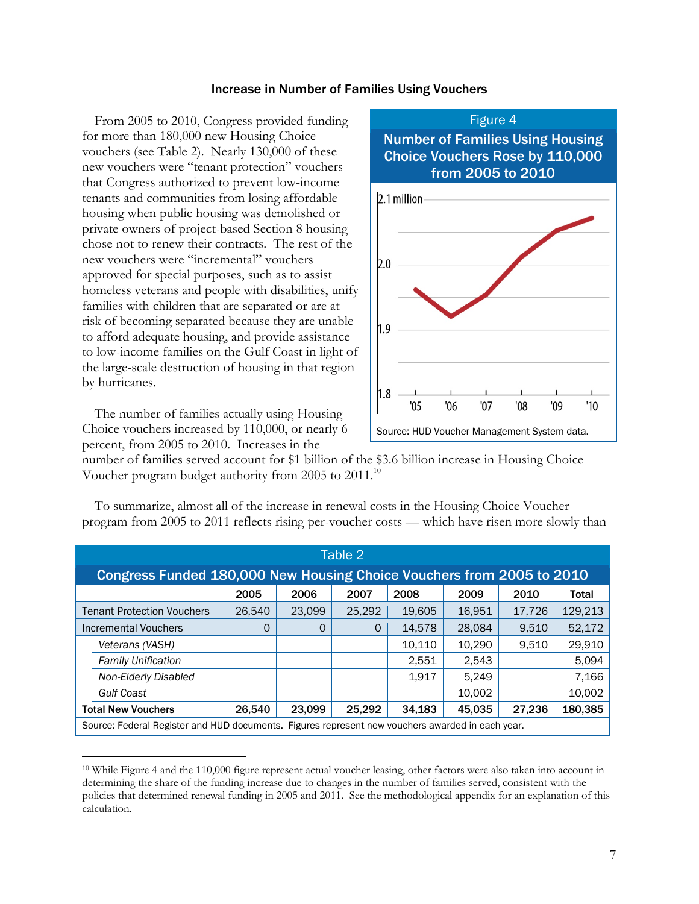## Increase in Number of Families Using Vouchers

From 2005 to 2010, Congress provided funding for more than 180,000 new Housing Choice vouchers (see Table 2). Nearly 130,000 of these new vouchers were "tenant protection" vouchers that Congress authorized to prevent low-income tenants and communities from losing affordable housing when public housing was demolished or private owners of project-based Section 8 housing chose not to renew their contracts. The rest of the new vouchers were "incremental" vouchers approved for special purposes, such as to assist homeless veterans and people with disabilities, unify families with children that are separated or are at risk of becoming separated because they are unable to afford adequate housing, and provide assistance to low-income families on the Gulf Coast in light of the large-scale destruction of housing in that region by hurricanes.

Figure 4

**Number of Families Using Housing Choice Vouchers Rose by 110,000 from 2005 to 2010**

Source: HUD Voucher Management System data.

The number of families actually using Housing Choice vouchers increased by 110,000, or nearly 6 percent, from 2005 to 2010. Increases in the number of families served account for $1 billion of the $3.6 billion increase in Housing Choice Voucher program budget authority from 2005 to 2011.[10]

To summarize, almost all of the increase in renewal costs in the Housing Choice Voucher program from 2005 to 2011 reflects rising per-voucher costs — which have risen more slowly than

Table 2

**Congress Funded 180,000 New Housing Choice Vouchers from 2005 to 2010**

| | 2005 | 2006 | 2007 | 2008 | 2009 | 2010 | Total |
|---|---|---|---|---|---|---|---|
| Tenant Protection Vouchers | 26,540 | 23,099 | 25,292 | 19,605 | 16,951 | 17,726 | 129,213 |
| Incremental Vouchers | 0 | 0 | 0 | 14,578 | 28,084 | 9,510 | 52,172 |
| *Veterans (VASH)* | | | | 10,110 | 10,290 | 9,510 | 29,910 |
| *Family Unification* | | | | 2,551 | 2,543 | | 5,094 |
| *Non-Elderly Disabled* | | | | 1,917 | 5,249 | | 7,166 |
| *Gulf Coast* | | | | | 10,002 | | 10,002 |
| **Total New Vouchers** | **26,540** | **23,099** | **25,292** | **34,183** | **45,035** | **27,236** | **180,385** |

Source: Federal Register and HUD documents. Figures represent new vouchers awarded in each year.

---

[10] While Figure 4 and the 110,000 figure represent actual voucher leasing, other factors were also taken into account in determining the share of the funding increase due to changes in the number of families served, consistent with the policies that determined renewal funding in 2005 and 2011. See the methodological appendix for an explanation of this calculation.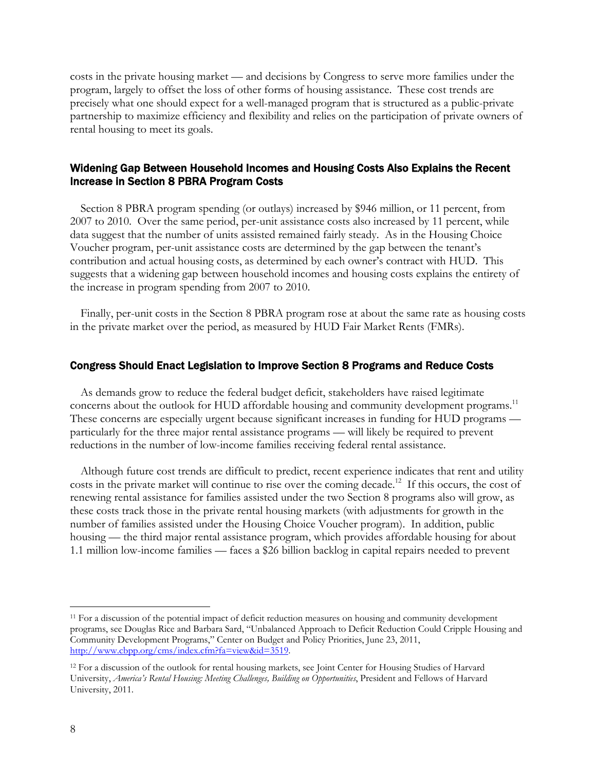costs in the private housing market — and decisions by Congress to serve more families under the program, largely to offset the loss of other forms of housing assistance. These cost trends are precisely what one should expect for a well-managed program that is structured as a public-private partnership to maximize efficiency and flexibility and relies on the participation of private owners of rental housing to meet its goals.

## Widening Gap Between Household Incomes and Housing Costs Also Explains the Recent Increase in Section 8 PBRA Program Costs

Section 8 PBRA program spending (or outlays) increased by $946 million, or 11 percent, from 2007 to 2010. Over the same period, per-unit assistance costs also increased by 11 percent, while data suggest that the number of units assisted remained fairly steady. As in the Housing Choice Voucher program, per-unit assistance costs are determined by the gap between the tenant's contribution and actual housing costs, as determined by each owner's contract with HUD. This suggests that a widening gap between household incomes and housing costs explains the entirety of the increase in program spending from 2007 to 2010.

Finally, per-unit costs in the Section 8 PBRA program rose at about the same rate as housing costs in the private market over the period, as measured by HUD Fair Market Rents (FMRs).

## Congress Should Enact Legislation to Improve Section 8 Programs and Reduce Costs

As demands grow to reduce the federal budget deficit, stakeholders have raised legitimate concerns about the outlook for HUD affordable housing and community development programs.[11] These concerns are especially urgent because significant increases in funding for HUD programs — particularly for the three major rental assistance programs — will likely be required to prevent reductions in the number of low-income families receiving federal rental assistance.

Although future cost trends are difficult to predict, recent experience indicates that rent and utility costs in the private market will continue to rise over the coming decade.[12] If this occurs, the cost of renewing rental assistance for families assisted under the two Section 8 programs also will grow, as these costs track those in the private rental housing markets (with adjustments for growth in the number of families assisted under the Housing Choice Voucher program). In addition, public housing — the third major rental assistance program, which provides affordable housing for about 1.1 million low-income families — faces a $26 billion backlog in capital repairs needed to prevent

---

[11] For a discussion of the potential impact of deficit reduction measures on housing and community development programs, see Douglas Rice and Barbara Sard, "Unbalanced Approach to Deficit Reduction Could Cripple Housing and Community Development Programs," Center on Budget and Policy Priorities, June 23, 2011, http://www.cbpp.org/cms/index.cfm?fa=view&id=3519.

[12] For a discussion of the outlook for rental housing markets, see Joint Center for Housing Studies of Harvard University, *America's Rental Housing: Meeting Challenges, Building on Opportunities*, President and Fellows of Harvard University, 2011.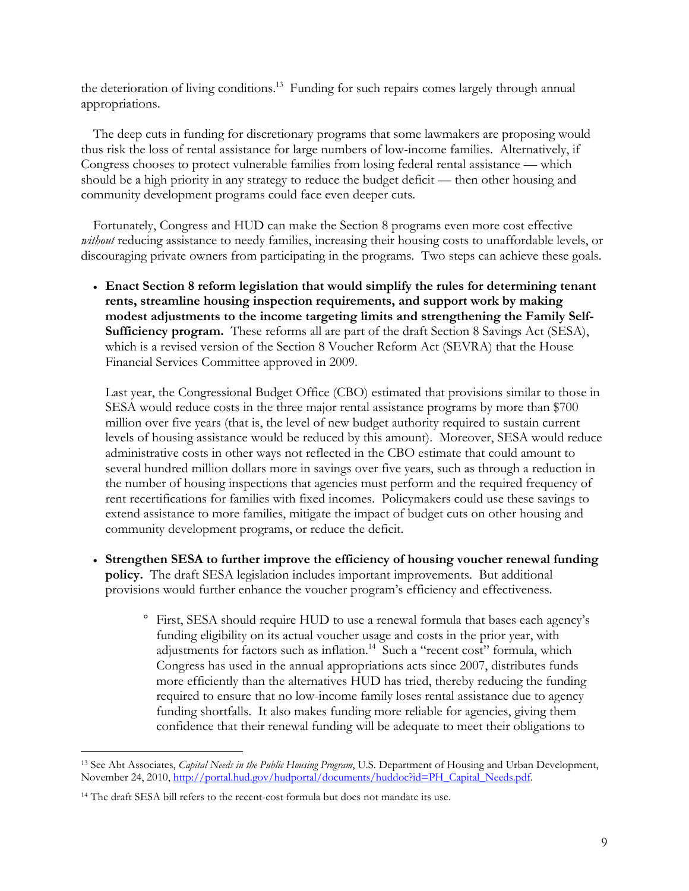the deterioration of living conditions.[13] Funding for such repairs comes largely through annual appropriations.

The deep cuts in funding for discretionary programs that some lawmakers are proposing would thus risk the loss of rental assistance for large numbers of low-income families. Alternatively, if Congress chooses to protect vulnerable families from losing federal rental assistance — which should be a high priority in any strategy to reduce the budget deficit — then other housing and community development programs could face even deeper cuts.

Fortunately, Congress and HUD can make the Section 8 programs even more cost effective *without* reducing assistance to needy families, increasing their housing costs to unaffordable levels, or discouraging private owners from participating in the programs. Two steps can achieve these goals.

- **Enact Section 8 reform legislation that would simplify the rules for determining tenant rents, streamline housing inspection requirements, and support work by making modest adjustments to the income targeting limits and strengthening the Family Self-Sufficiency program.** These reforms all are part of the draft Section 8 Savings Act (SESA), which is a revised version of the Section 8 Voucher Reform Act (SEVRA) that the House Financial Services Committee approved in 2009.

  Last year, the Congressional Budget Office (CBO) estimated that provisions similar to those in SESA would reduce costs in the three major rental assistance programs by more than $700 million over five years (that is, the level of new budget authority required to sustain current levels of housing assistance would be reduced by this amount). Moreover, SESA would reduce administrative costs in other ways not reflected in the CBO estimate that could amount to several hundred million dollars more in savings over five years, such as through a reduction in the number of housing inspections that agencies must perform and the required frequency of rent recertifications for families with fixed incomes. Policymakers could use these savings to extend assistance to more families, mitigate the impact of budget cuts on other housing and community development programs, or reduce the deficit.

- **Strengthen SESA to further improve the efficiency of housing voucher renewal funding policy.** The draft SESA legislation includes important improvements. But additional provisions would further enhance the voucher program's efficiency and effectiveness.

  - First, SESA should require HUD to use a renewal formula that bases each agency's funding eligibility on its actual voucher usage and costs in the prior year, with adjustments for factors such as inflation.[14] Such a "recent cost" formula, which Congress has used in the annual appropriations acts since 2007, distributes funds more efficiently than the alternatives HUD has tried, thereby reducing the funding required to ensure that no low-income family loses rental assistance due to agency funding shortfalls. It also makes funding more reliable for agencies, giving them confidence that their renewal funding will be adequate to meet their obligations to

---

[13] See Abt Associates, *Capital Needs in the Public Housing Program*, U.S. Department of Housing and Urban Development, November 24, 2010, http://portal.hud.gov/hudportal/documents/huddoc?id=PH_Capital_Needs.pdf.

[14] The draft SESA bill refers to the recent-cost formula but does not mandate its use.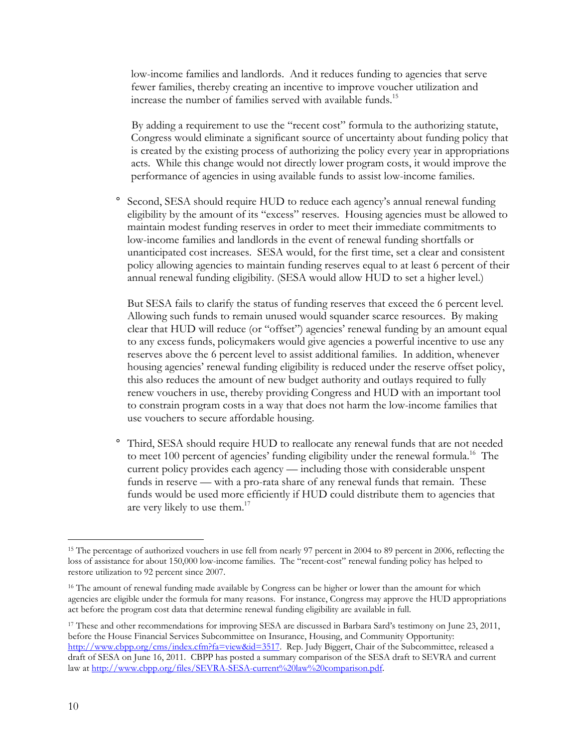low-income families and landlords. And it reduces funding to agencies that serve fewer families, thereby creating an incentive to improve voucher utilization and increase the number of families served with available funds.[15]

By adding a requirement to use the "recent cost" formula to the authorizing statute, Congress would eliminate a significant source of uncertainty about funding policy that is created by the existing process of authorizing the policy every year in appropriations acts. While this change would not directly lower program costs, it would improve the performance of agencies in using available funds to assist low-income families.

- Second, SESA should require HUD to reduce each agency's annual renewal funding eligibility by the amount of its "excess" reserves. Housing agencies must be allowed to maintain modest funding reserves in order to meet their immediate commitments to low-income families and landlords in the event of renewal funding shortfalls or unanticipated cost increases. SESA would, for the first time, set a clear and consistent policy allowing agencies to maintain funding reserves equal to at least 6 percent of their annual renewal funding eligibility. (SESA would allow HUD to set a higher level.)

  But SESA fails to clarify the status of funding reserves that exceed the 6 percent level. Allowing such funds to remain unused would squander scarce resources. By making clear that HUD will reduce (or "offset") agencies' renewal funding by an amount equal to any excess funds, policymakers would give agencies a powerful incentive to use any reserves above the 6 percent level to assist additional families. In addition, whenever housing agencies' renewal funding eligibility is reduced under the reserve offset policy, this also reduces the amount of new budget authority and outlays required to fully renew vouchers in use, thereby providing Congress and HUD with an important tool to constrain program costs in a way that does not harm the low-income families that use vouchers to secure affordable housing.

- Third, SESA should require HUD to reallocate any renewal funds that are not needed to meet 100 percent of agencies' funding eligibility under the renewal formula.[16] The current policy provides each agency — including those with considerable unspent funds in reserve — with a pro-rata share of any renewal funds that remain. These funds would be used more efficiently if HUD could distribute them to agencies that are very likely to use them.[17]

---

[15] The percentage of authorized vouchers in use fell from nearly 97 percent in 2004 to 89 percent in 2006, reflecting the loss of assistance for about 150,000 low-income families. The "recent-cost" renewal funding policy has helped to restore utilization to 92 percent since 2007.

[16] The amount of renewal funding made available by Congress can be higher or lower than the amount for which agencies are eligible under the formula for many reasons. For instance, Congress may approve the HUD appropriations act before the program cost data that determine renewal funding eligibility are available in full.

[17] These and other recommendations for improving SESA are discussed in Barbara Sard's testimony on June 23, 2011, before the House Financial Services Subcommittee on Insurance, Housing, and Community Opportunity: http://www.cbpp.org/cms/index.cfm?fa=view&id=3517. Rep. Judy Biggert, Chair of the Subcommittee, released a draft of SESA on June 16, 2011. CBPP has posted a summary comparison of the SESA draft to SEVRA and current law at http://www.cbpp.org/files/SEVRA-SESA-current%20law%20comparison.pdf.